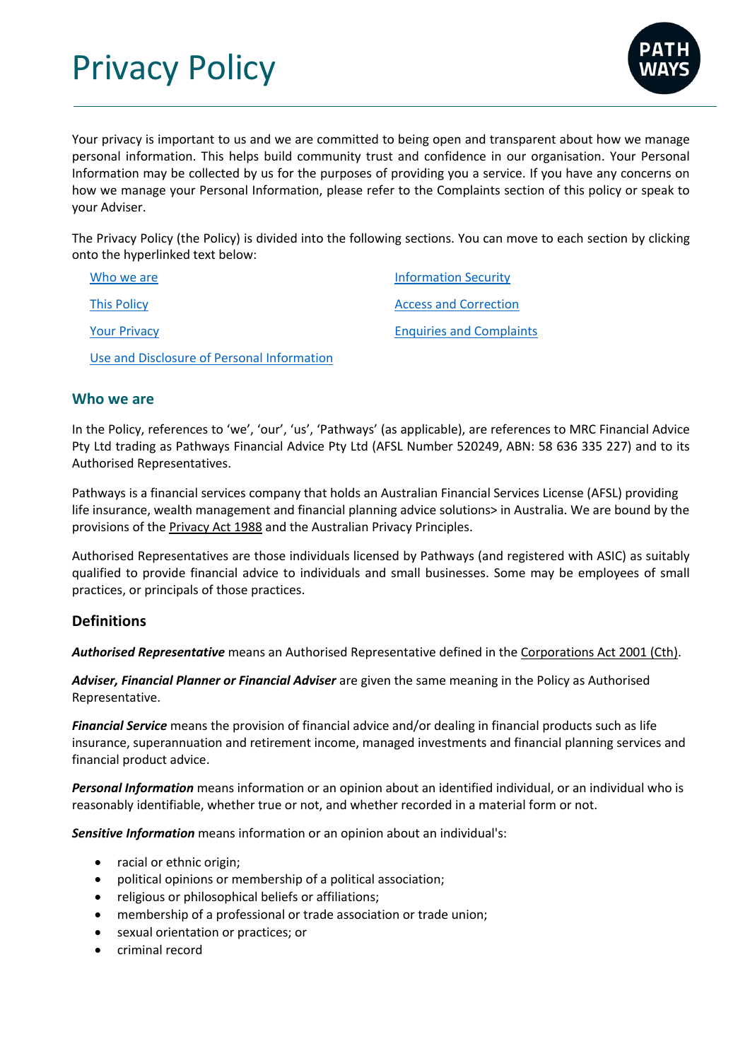# Privacy Policy

Your privacy is important to us and we are committed to being open and transparent about how we manage personal information. This helps build community trust and confidence in our organisation. Your Personal Information may be collected by us for the purposes of providing you a service. If you have any concerns on how we manage your Personal Information, please refer to the Complaints section of this policy or speak to your Adviser.

The Privacy Policy (the Policy) is divided into the following sections. You can move to each section by clicking onto the hyperlinked text below:

- Who we are
- This Policy
- Your Privacy
- Use and Disclosure of Personal Information
- Information Security
- Access and Correction
- Enquiries and Complaints

## Who we are

In the Policy, references to 'we', 'our', 'us', 'Pathways' (as applicable), are references to MRC Financial Advice Pty Ltd trading as Pathways Financial Advice Pty Ltd (AFSL Number 520249, ABN: 58 636 335 227) and to its Authorised Representatives.

Pathways is a financial services company that holds an Australian Financial Services License (AFSL) providing life insurance, wealth management and financial planning advice solutions> in Australia. We are bound by the provisions of the Privacy Act 1988 and the Australian Privacy Principles.

Authorised Representatives are those individuals licensed by Pathways (and registered with ASIC) as suitably qualified to provide financial advice to individuals and small businesses. Some may be employees of small practices, or principals of those practices.

## Definitions

***Authorised Representative*** means an Authorised Representative defined in the Corporations Act 2001 (Cth).

***Adviser, Financial Planner or Financial Adviser*** are given the same meaning in the Policy as Authorised Representative.

***Financial Service*** means the provision of financial advice and/or dealing in financial products such as life insurance, superannuation and retirement income, managed investments and financial planning services and financial product advice.

***Personal Information*** means information or an opinion about an identified individual, or an individual who is reasonably identifiable, whether true or not, and whether recorded in a material form or not.

***Sensitive Information*** means information or an opinion about an individual's:

- racial or ethnic origin;
- political opinions or membership of a political association;
- religious or philosophical beliefs or affiliations;
- membership of a professional or trade association or trade union;
- sexual orientation or practices; or
- criminal record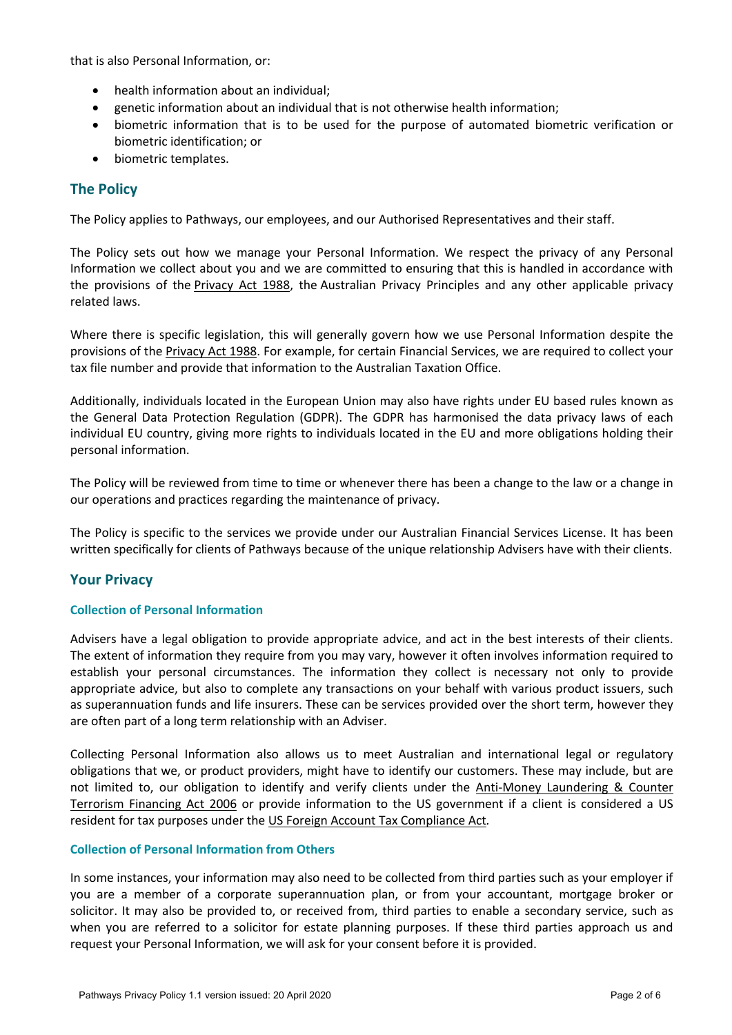that is also Personal Information, or:

- health information about an individual;
- genetic information about an individual that is not otherwise health information;
- biometric information that is to be used for the purpose of automated biometric verification or biometric identification; or
- biometric templates.

## The Policy

The Policy applies to Pathways, our employees, and our Authorised Representatives and their staff.

The Policy sets out how we manage your Personal Information. We respect the privacy of any Personal Information we collect about you and we are committed to ensuring that this is handled in accordance with the provisions of the Privacy Act 1988, the Australian Privacy Principles and any other applicable privacy related laws.

Where there is specific legislation, this will generally govern how we use Personal Information despite the provisions of the Privacy Act 1988. For example, for certain Financial Services, we are required to collect your tax file number and provide that information to the Australian Taxation Office.

Additionally, individuals located in the European Union may also have rights under EU based rules known as the General Data Protection Regulation (GDPR). The GDPR has harmonised the data privacy laws of each individual EU country, giving more rights to individuals located in the EU and more obligations holding their personal information.

The Policy will be reviewed from time to time or whenever there has been a change to the law or a change in our operations and practices regarding the maintenance of privacy.

The Policy is specific to the services we provide under our Australian Financial Services License. It has been written specifically for clients of Pathways because of the unique relationship Advisers have with their clients.

## Your Privacy

### Collection of Personal Information

Advisers have a legal obligation to provide appropriate advice, and act in the best interests of their clients. The extent of information they require from you may vary, however it often involves information required to establish your personal circumstances. The information they collect is necessary not only to provide appropriate advice, but also to complete any transactions on your behalf with various product issuers, such as superannuation funds and life insurers. These can be services provided over the short term, however they are often part of a long term relationship with an Adviser.

Collecting Personal Information also allows us to meet Australian and international legal or regulatory obligations that we, or product providers, might have to identify our customers. These may include, but are not limited to, our obligation to identify and verify clients under the Anti-Money Laundering & Counter Terrorism Financing Act 2006 or provide information to the US government if a client is considered a US resident for tax purposes under the *US Foreign Account Tax Compliance Act*.

### Collection of Personal Information from Others

In some instances, your information may also need to be collected from third parties such as your employer if you are a member of a corporate superannuation plan, or from your accountant, mortgage broker or solicitor. It may also be provided to, or received from, third parties to enable a secondary service, such as when you are referred to a solicitor for estate planning purposes. If these third parties approach us and request your Personal Information, we will ask for your consent before it is provided.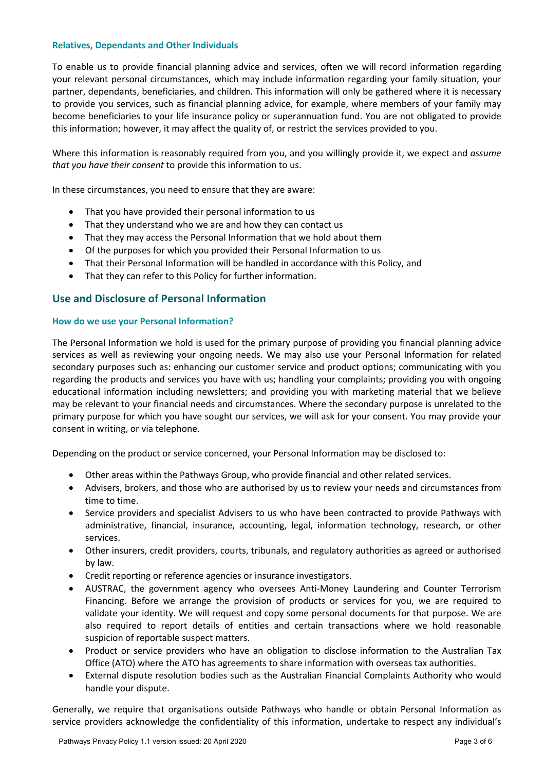### Relatives, Dependants and Other Individuals

To enable us to provide financial planning advice and services, often we will record information regarding your relevant personal circumstances, which may include information regarding your family situation, your partner, dependants, beneficiaries, and children. This information will only be gathered where it is necessary to provide you services, such as financial planning advice, for example, where members of your family may become beneficiaries to your life insurance policy or superannuation fund. You are not obligated to provide this information; however, it may affect the quality of, or restrict the services provided to you.

Where this information is reasonably required from you, and you willingly provide it, we expect and *assume that you have their consent* to provide this information to us.

In these circumstances, you need to ensure that they are aware:

- That you have provided their personal information to us
- That they understand who we are and how they can contact us
- That they may access the Personal Information that we hold about them
- Of the purposes for which you provided their Personal Information to us
- That their Personal Information will be handled in accordance with this Policy, and
- That they can refer to this Policy for further information.

## Use and Disclosure of Personal Information

### How do we use your Personal Information?

The Personal Information we hold is used for the primary purpose of providing you financial planning advice services as well as reviewing your ongoing needs. We may also use your Personal Information for related secondary purposes such as: enhancing our customer service and product options; communicating with you regarding the products and services you have with us; handling your complaints; providing you with ongoing educational information including newsletters; and providing you with marketing material that we believe may be relevant to your financial needs and circumstances. Where the secondary purpose is unrelated to the primary purpose for which you have sought our services, we will ask for your consent. You may provide your consent in writing, or via telephone.

Depending on the product or service concerned, your Personal Information may be disclosed to:

- Other areas within the Pathways Group, who provide financial and other related services.
- Advisers, brokers, and those who are authorised by us to review your needs and circumstances from time to time.
- Service providers and specialist Advisers to us who have been contracted to provide Pathways with administrative, financial, insurance, accounting, legal, information technology, research, or other services.
- Other insurers, credit providers, courts, tribunals, and regulatory authorities as agreed or authorised by law.
- Credit reporting or reference agencies or insurance investigators.
- AUSTRAC, the government agency who oversees Anti-Money Laundering and Counter Terrorism Financing. Before we arrange the provision of products or services for you, we are required to validate your identity. We will request and copy some personal documents for that purpose. We are also required to report details of entities and certain transactions where we hold reasonable suspicion of reportable suspect matters.
- Product or service providers who have an obligation to disclose information to the Australian Tax Office (ATO) where the ATO has agreements to share information with overseas tax authorities.
- External dispute resolution bodies such as the Australian Financial Complaints Authority who would handle your dispute.

Generally, we require that organisations outside Pathways who handle or obtain Personal Information as service providers acknowledge the confidentiality of this information, undertake to respect any individual's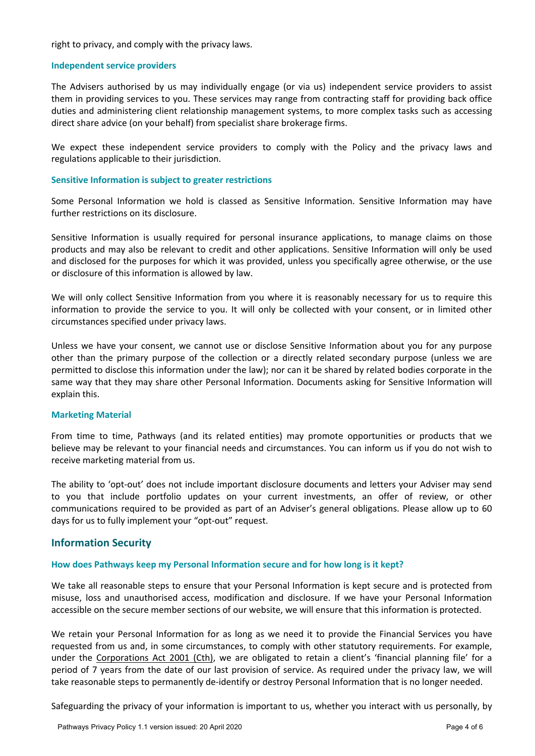right to privacy, and comply with the privacy laws.

### Independent service providers

The Advisers authorised by us may individually engage (or via us) independent service providers to assist them in providing services to you. These services may range from contracting staff for providing back office duties and administering client relationship management systems, to more complex tasks such as accessing direct share advice (on your behalf) from specialist share brokerage firms.

We expect these independent service providers to comply with the Policy and the privacy laws and regulations applicable to their jurisdiction.

### Sensitive Information is subject to greater restrictions

Some Personal Information we hold is classed as Sensitive Information. Sensitive Information may have further restrictions on its disclosure.

Sensitive Information is usually required for personal insurance applications, to manage claims on those products and may also be relevant to credit and other applications. Sensitive Information will only be used and disclosed for the purposes for which it was provided, unless you specifically agree otherwise, or the use or disclosure of this information is allowed by law.

We will only collect Sensitive Information from you where it is reasonably necessary for us to require this information to provide the service to you. It will only be collected with your consent, or in limited other circumstances specified under privacy laws.

Unless we have your consent, we cannot use or disclose Sensitive Information about you for any purpose other than the primary purpose of the collection or a directly related secondary purpose (unless we are permitted to disclose this information under the law); nor can it be shared by related bodies corporate in the same way that they may share other Personal Information. Documents asking for Sensitive Information will explain this.

### Marketing Material

From time to time, Pathways (and its related entities) may promote opportunities or products that we believe may be relevant to your financial needs and circumstances. You can inform us if you do not wish to receive marketing material from us.

The ability to 'opt-out' does not include important disclosure documents and letters your Adviser may send to you that include portfolio updates on your current investments, an offer of review, or other communications required to be provided as part of an Adviser's general obligations. Please allow up to 60 days for us to fully implement your "opt-out" request.

## Information Security

### How does Pathways keep my Personal Information secure and for how long is it kept?

We take all reasonable steps to ensure that your Personal Information is kept secure and is protected from misuse, loss and unauthorised access, modification and disclosure. If we have your Personal Information accessible on the secure member sections of our website, we will ensure that this information is protected.

We retain your Personal Information for as long as we need it to provide the Financial Services you have requested from us and, in some circumstances, to comply with other statutory requirements. For example, under the Corporations Act 2001 (Cth), we are obligated to retain a client's 'financial planning file' for a period of 7 years from the date of our last provision of service. As required under the privacy law, we will take reasonable steps to permanently de-identify or destroy Personal Information that is no longer needed.

Safeguarding the privacy of your information is important to us, whether you interact with us personally, by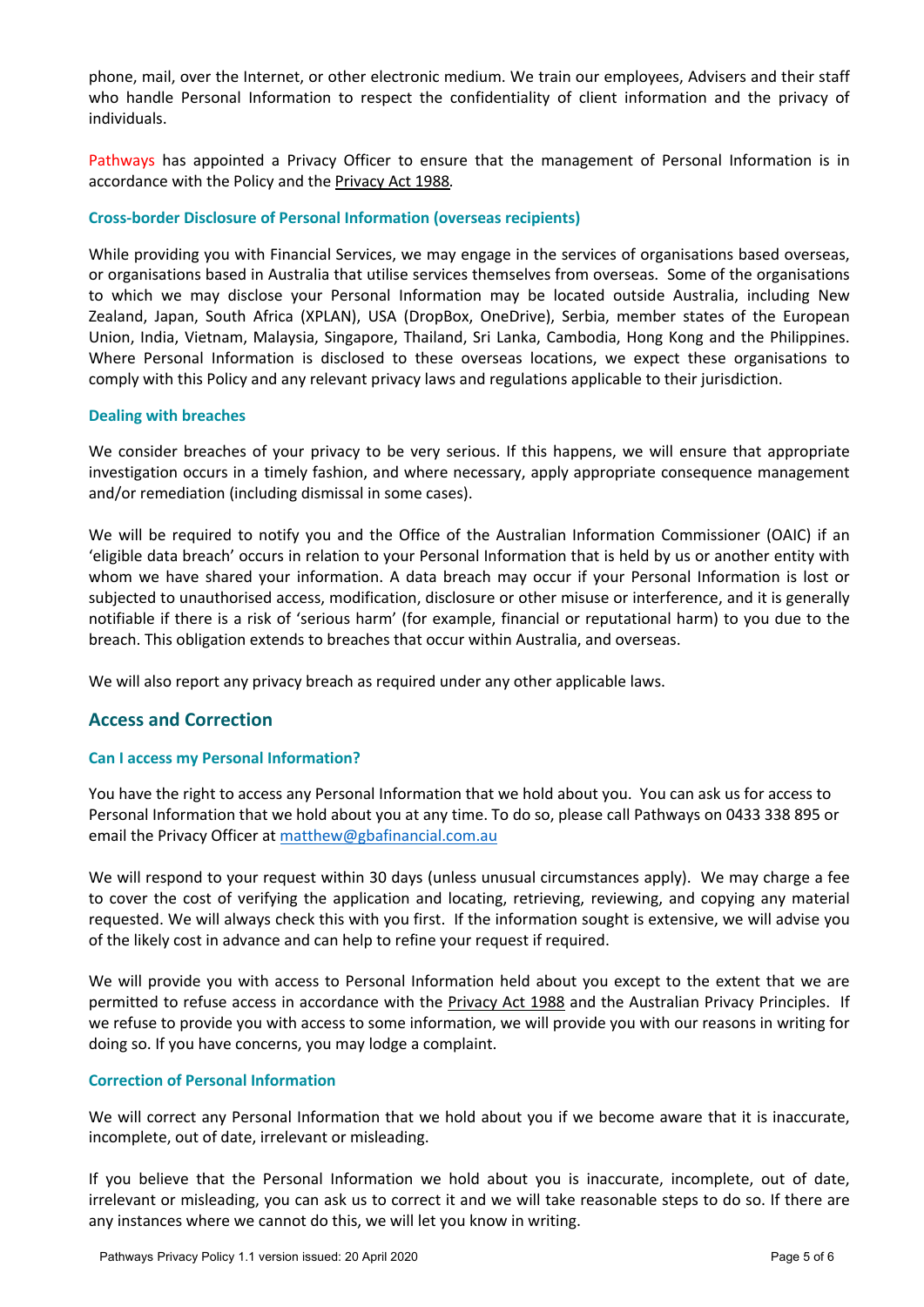phone, mail, over the Internet, or other electronic medium. We train our employees, Advisers and their staff who handle Personal Information to respect the confidentiality of client information and the privacy of individuals.

Pathways has appointed a Privacy Officer to ensure that the management of Personal Information is in accordance with the Policy and the Privacy Act 1988*.*

### Cross-border Disclosure of Personal Information (overseas recipients)

While providing you with Financial Services, we may engage in the services of organisations based overseas, or organisations based in Australia that utilise services themselves from overseas. Some of the organisations to which we may disclose your Personal Information may be located outside Australia, including New Zealand, Japan, South Africa (XPLAN), USA (DropBox, OneDrive), Serbia, member states of the European Union, India, Vietnam, Malaysia, Singapore, Thailand, Sri Lanka, Cambodia, Hong Kong and the Philippines. Where Personal Information is disclosed to these overseas locations, we expect these organisations to comply with this Policy and any relevant privacy laws and regulations applicable to their jurisdiction.

### Dealing with breaches

We consider breaches of your privacy to be very serious. If this happens, we will ensure that appropriate investigation occurs in a timely fashion, and where necessary, apply appropriate consequence management and/or remediation (including dismissal in some cases).

We will be required to notify you and the Office of the Australian Information Commissioner (OAIC) if an 'eligible data breach' occurs in relation to your Personal Information that is held by us or another entity with whom we have shared your information. A data breach may occur if your Personal Information is lost or subjected to unauthorised access, modification, disclosure or other misuse or interference, and it is generally notifiable if there is a risk of 'serious harm' (for example, financial or reputational harm) to you due to the breach. This obligation extends to breaches that occur within Australia, and overseas.

We will also report any privacy breach as required under any other applicable laws.

## Access and Correction

### Can I access my Personal Information?

You have the right to access any Personal Information that we hold about you. You can ask us for access to Personal Information that we hold about you at any time. To do so, please call Pathways on 0433 338 895 or email the Privacy Officer at matthew@gbafinancial.com.au

We will respond to your request within 30 days (unless unusual circumstances apply). We may charge a fee to cover the cost of verifying the application and locating, retrieving, reviewing, and copying any material requested. We will always check this with you first. If the information sought is extensive, we will advise you of the likely cost in advance and can help to refine your request if required.

We will provide you with access to Personal Information held about you except to the extent that we are permitted to refuse access in accordance with the Privacy Act 1988 and the Australian Privacy Principles. If we refuse to provide you with access to some information, we will provide you with our reasons in writing for doing so. If you have concerns, you may lodge a complaint.

### Correction of Personal Information

We will correct any Personal Information that we hold about you if we become aware that it is inaccurate, incomplete, out of date, irrelevant or misleading.

If you believe that the Personal Information we hold about you is inaccurate, incomplete, out of date, irrelevant or misleading, you can ask us to correct it and we will take reasonable steps to do so. If there are any instances where we cannot do this, we will let you know in writing.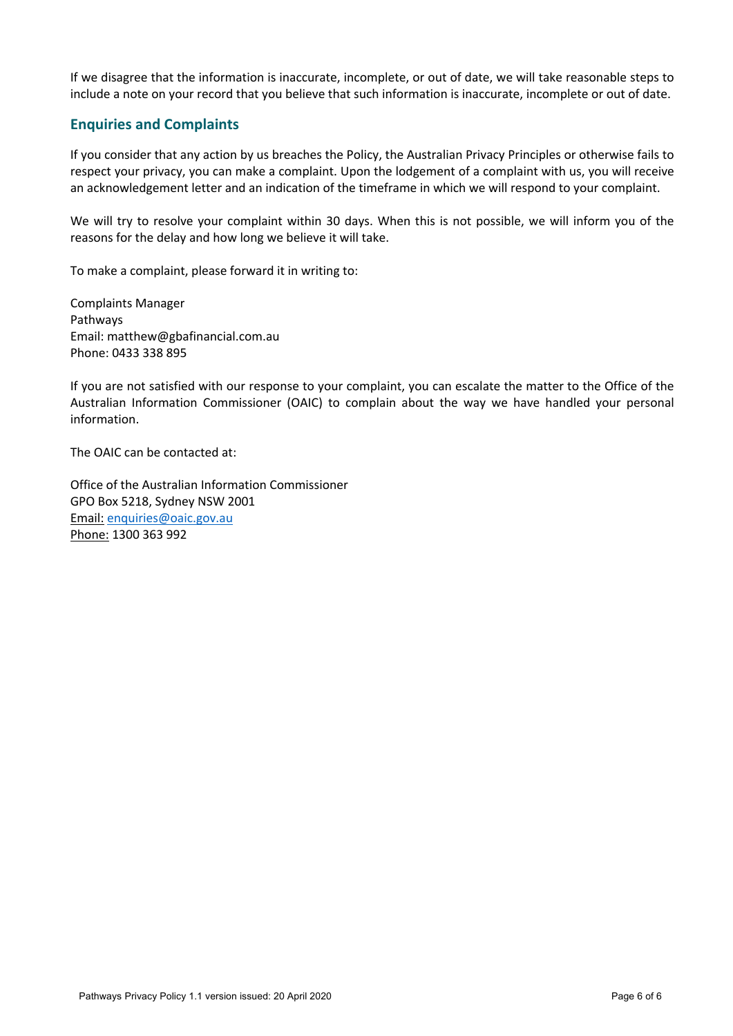If we disagree that the information is inaccurate, incomplete, or out of date, we will take reasonable steps to include a note on your record that you believe that such information is inaccurate, incomplete or out of date.

## Enquiries and Complaints

If you consider that any action by us breaches the Policy, the Australian Privacy Principles or otherwise fails to respect your privacy, you can make a complaint. Upon the lodgement of a complaint with us, you will receive an acknowledgement letter and an indication of the timeframe in which we will respond to your complaint.

We will try to resolve your complaint within 30 days. When this is not possible, we will inform you of the reasons for the delay and how long we believe it will take.

To make a complaint, please forward it in writing to:

Complaints Manager  
Pathways  
Email: matthew@gbafinancial.com.au  
Phone: 0433 338 895

If you are not satisfied with our response to your complaint, you can escalate the matter to the Office of the Australian Information Commissioner (OAIC) to complain about the way we have handled your personal information.

The OAIC can be contacted at:

Office of the Australian Information Commissioner  
GPO Box 5218, Sydney NSW 2001  
Email: enquiries@oaic.gov.au  
Phone: 1300 363 992